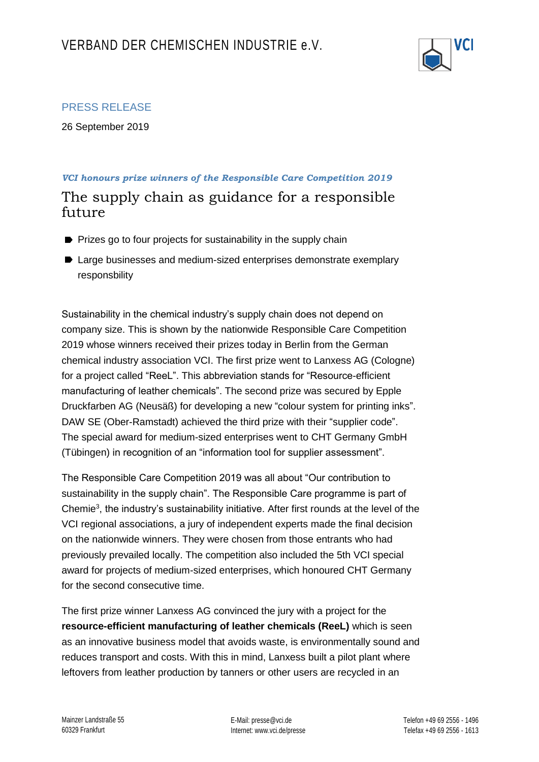VERBAND DER CHEMISCHEN INDUSTRIE e.V.

PRESS RELEASE

26 September 2019

***VCI honours prize winners of the Responsible Care Competition 2019***

# The supply chain as guidance for a responsible future

- Prizes go to four projects for sustainability in the supply chain
- Large businesses and medium-sized enterprises demonstrate exemplary responsbility

Sustainability in the chemical industry's supply chain does not depend on company size. This is shown by the nationwide Responsible Care Competition 2019 whose winners received their prizes today in Berlin from the German chemical industry association VCI. The first prize went to Lanxess AG (Cologne) for a project called "ReeL". This abbreviation stands for "Resource-efficient manufacturing of leather chemicals". The second prize was secured by Epple Druckfarben AG (Neusäß) for developing a new "colour system for printing inks". DAW SE (Ober-Ramstadt) achieved the third prize with their "supplier code". The special award for medium-sized enterprises went to CHT Germany GmbH (Tübingen) in recognition of an "information tool for supplier assessment".

The Responsible Care Competition 2019 was all about "Our contribution to sustainability in the supply chain". The Responsible Care programme is part of Chemie³, the industry's sustainability initiative. After first rounds at the level of the VCI regional associations, a jury of independent experts made the final decision on the nationwide winners. They were chosen from those entrants who had previously prevailed locally. The competition also included the 5th VCI special award for projects of medium-sized enterprises, which honoured CHT Germany for the second consecutive time.

The first prize winner Lanxess AG convinced the jury with a project for the **resource-efficient manufacturing of leather chemicals (ReeL)** which is seen as an innovative business model that avoids waste, is environmentally sound and reduces transport and costs. With this in mind, Lanxess built a pilot plant where leftovers from leather production by tanners or other users are recycled in an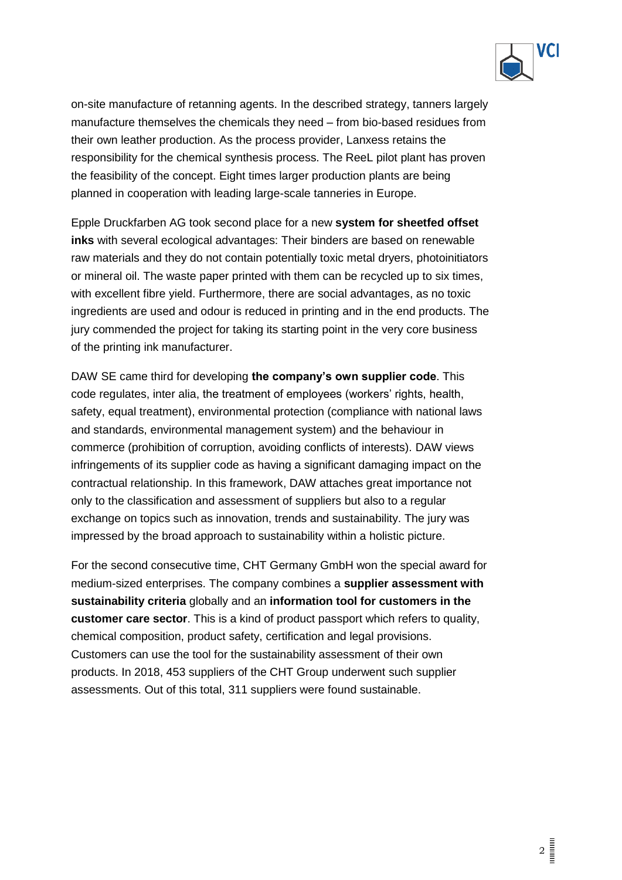on-site manufacture of retanning agents. In the described strategy, tanners largely manufacture themselves the chemicals they need – from bio-based residues from their own leather production. As the process provider, Lanxess retains the responsibility for the chemical synthesis process. The ReeL pilot plant has proven the feasibility of the concept. Eight times larger production plants are being planned in cooperation with leading large-scale tanneries in Europe.

Epple Druckfarben AG took second place for a new **system for sheetfed offset inks** with several ecological advantages: Their binders are based on renewable raw materials and they do not contain potentially toxic metal dryers, photoinitiators or mineral oil. The waste paper printed with them can be recycled up to six times, with excellent fibre yield. Furthermore, there are social advantages, as no toxic ingredients are used and odour is reduced in printing and in the end products. The jury commended the project for taking its starting point in the very core business of the printing ink manufacturer.

DAW SE came third for developing **the company's own supplier code**. This code regulates, inter alia, the treatment of employees (workers' rights, health, safety, equal treatment), environmental protection (compliance with national laws and standards, environmental management system) and the behaviour in commerce (prohibition of corruption, avoiding conflicts of interests). DAW views infringements of its supplier code as having a significant damaging impact on the contractual relationship. In this framework, DAW attaches great importance not only to the classification and assessment of suppliers but also to a regular exchange on topics such as innovation, trends and sustainability. The jury was impressed by the broad approach to sustainability within a holistic picture.

For the second consecutive time, CHT Germany GmbH won the special award for medium-sized enterprises. The company combines a **supplier assessment with sustainability criteria** globally and an **information tool for customers in the customer care sector**. This is a kind of product passport which refers to quality, chemical composition, product safety, certification and legal provisions. Customers can use the tool for the sustainability assessment of their own products. In 2018, 453 suppliers of the CHT Group underwent such supplier assessments. Out of this total, 311 suppliers were found sustainable.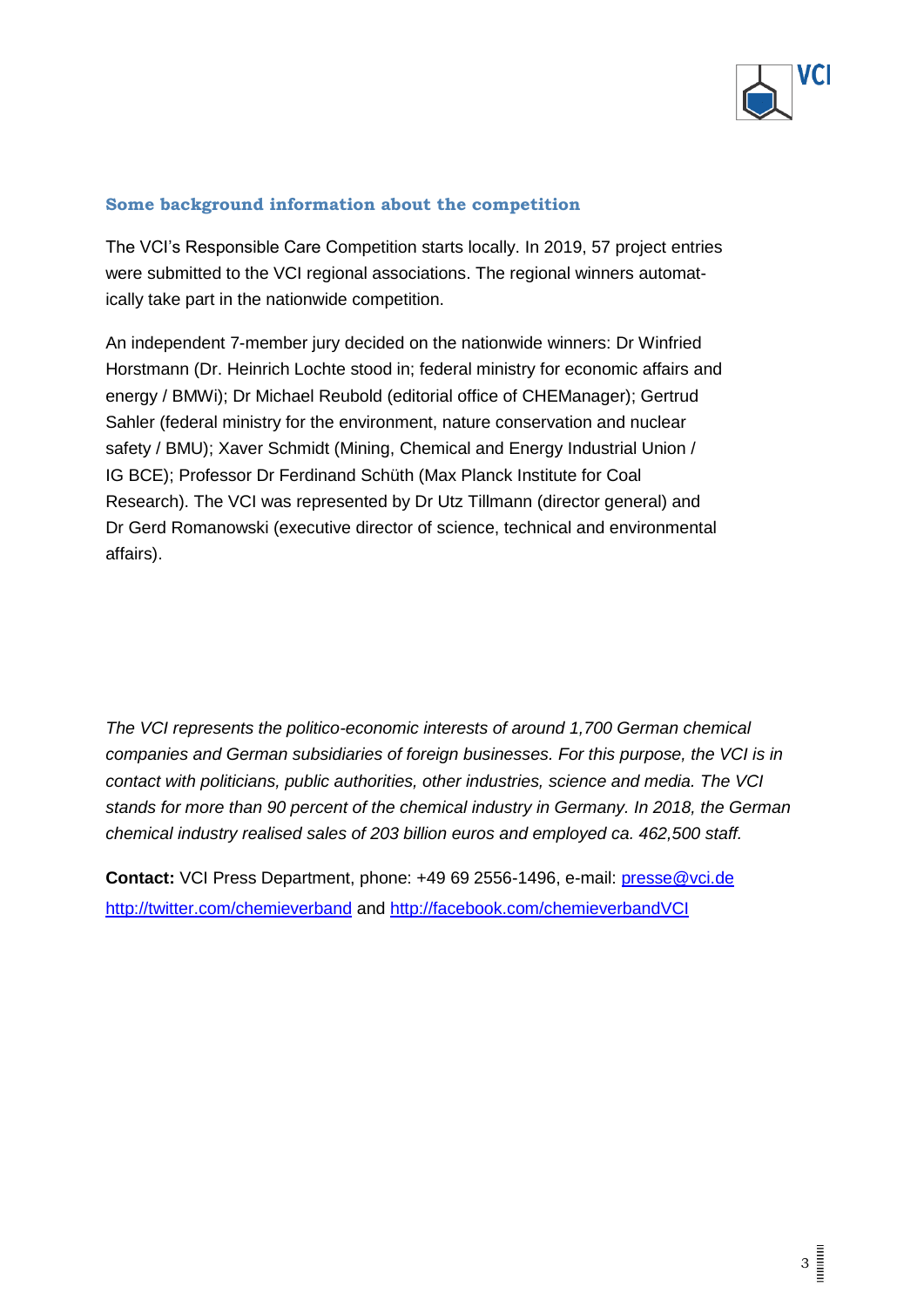## Some background information about the competition

The VCI's Responsible Care Competition starts locally. In 2019, 57 project entries were submitted to the VCI regional associations. The regional winners automatically take part in the nationwide competition.

An independent 7-member jury decided on the nationwide winners: Dr Winfried Horstmann (Dr. Heinrich Lochte stood in; federal ministry for economic affairs and energy / BMWi); Dr Michael Reubold (editorial office of CHEManager); Gertrud Sahler (federal ministry for the environment, nature conservation and nuclear safety / BMU); Xaver Schmidt (Mining, Chemical and Energy Industrial Union / IG BCE); Professor Dr Ferdinand Schüth (Max Planck Institute for Coal Research). The VCI was represented by Dr Utz Tillmann (director general) and Dr Gerd Romanowski (executive director of science, technical and environmental affairs).

*The VCI represents the politico-economic interests of around 1,700 German chemical companies and German subsidiaries of foreign businesses. For this purpose, the VCI is in contact with politicians, public authorities, other industries, science and media. The VCI stands for more than 90 percent of the chemical industry in Germany. In 2018, the German chemical industry realised sales of 203 billion euros and employed ca. 462,500 staff.*

**Contact:** VCI Press Department, phone: +49 69 2556-1496, e-mail: presse@vci.de
http://twitter.com/chemieverband and http://facebook.com/chemieverbandVCI